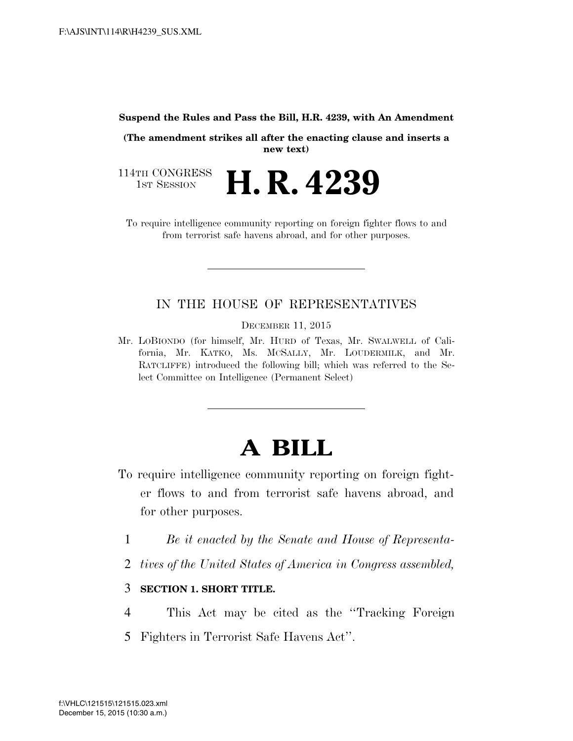**Suspend the Rules and Pass the Bill, H.R. 4239, with An Amendment**

**(The amendment strikes all after the enacting clause and inserts a new text)**

114TH CONGRESS
1ST SESSION

# H. R. 4239

To require intelligence community reporting on foreign fighter flows to and from terrorist safe havens abroad, and for other purposes.

---

IN THE HOUSE OF REPRESENTATIVES

DECEMBER 11, 2015

Mr. LOBIONDO (for himself, Mr. HURD of Texas, Mr. SWALWELL of California, Mr. KATKO, Ms. MCSALLY, Mr. LOUDERMILK, and Mr. RATCLIFFE) introduced the following bill; which was referred to the Select Committee on Intelligence (Permanent Select)

---

# A BILL

To require intelligence community reporting on foreign fighter flows to and from terrorist safe havens abroad, and for other purposes.

1 *Be it enacted by the Senate and House of Representa-*
2 *tives of the United States of America in Congress assembled,*

3 **SECTION 1. SHORT TITLE.**

4 This Act may be cited as the ''Tracking Foreign
5 Fighters in Terrorist Safe Havens Act''.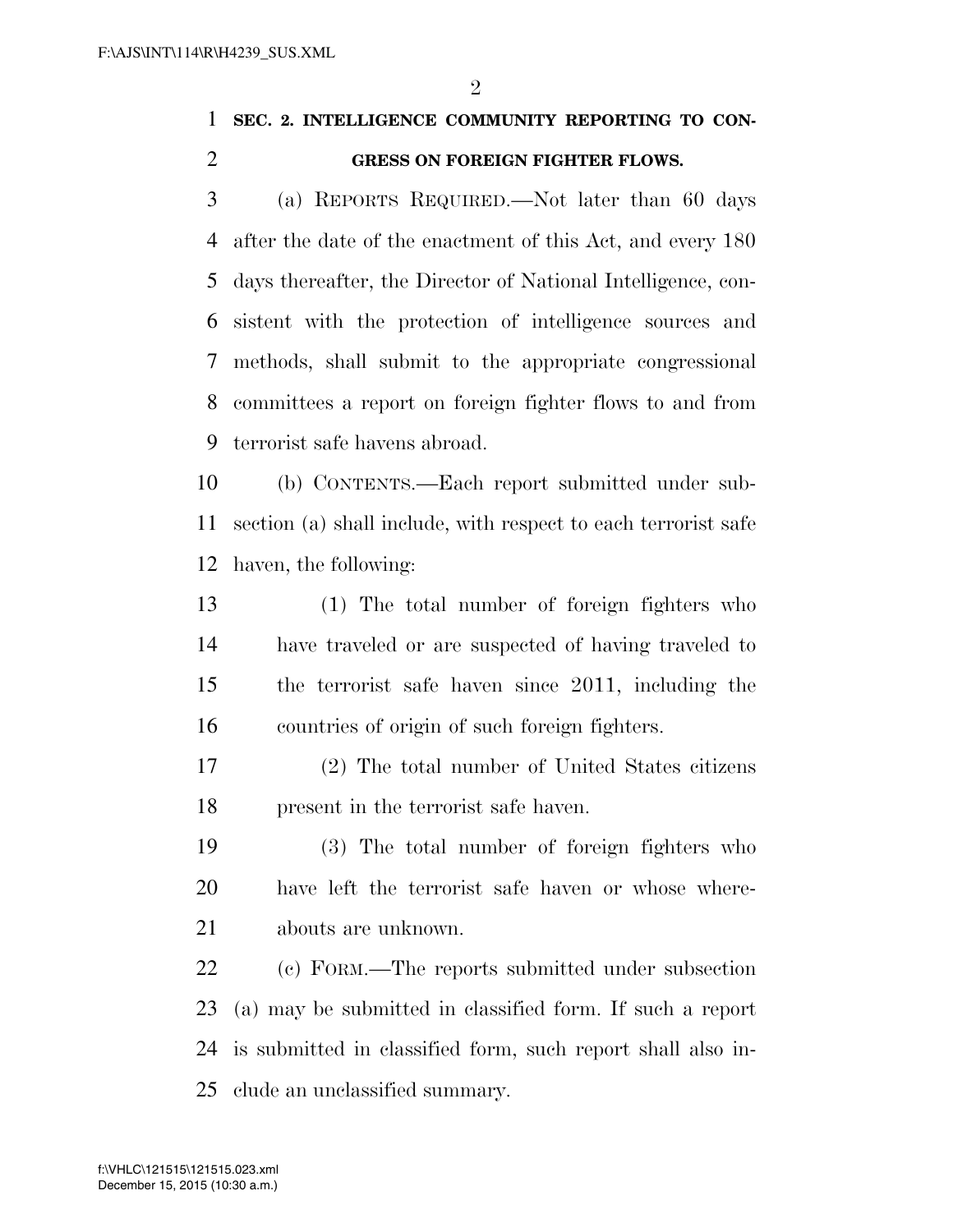## SEC. 2. INTELLIGENCE COMMUNITY REPORTING TO CONGRESS ON FOREIGN FIGHTER FLOWS.

(a) REPORTS REQUIRED.—Not later than 60 days after the date of the enactment of this Act, and every 180 days thereafter, the Director of National Intelligence, consistent with the protection of intelligence sources and methods, shall submit to the appropriate congressional committees a report on foreign fighter flows to and from terrorist safe havens abroad.

(b) CONTENTS.—Each report submitted under subsection (a) shall include, with respect to each terrorist safe haven, the following:

(1) The total number of foreign fighters who have traveled or are suspected of having traveled to the terrorist safe haven since 2011, including the countries of origin of such foreign fighters.

(2) The total number of United States citizens present in the terrorist safe haven.

(3) The total number of foreign fighters who have left the terrorist safe haven or whose whereabouts are unknown.

(c) FORM.—The reports submitted under subsection (a) may be submitted in classified form. If such a report is submitted in classified form, such report shall also include an unclassified summary.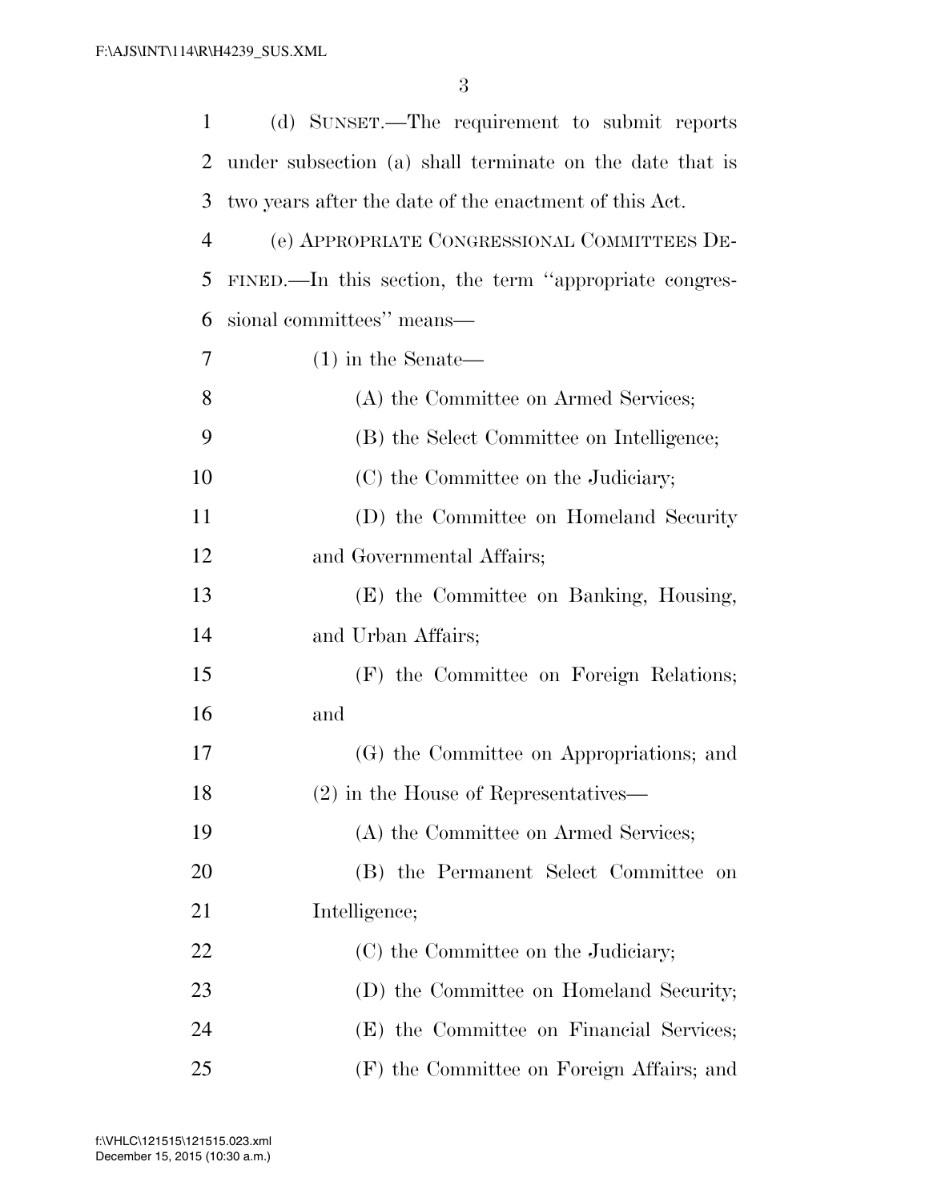(d) SUNSET.—The requirement to submit reports under subsection (a) shall terminate on the date that is two years after the date of the enactment of this Act.

(e) APPROPRIATE CONGRESSIONAL COMMITTEES DEFINED.—In this section, the term ''appropriate congressional committees'' means—

(1) in the Senate—

(A) the Committee on Armed Services;

(B) the Select Committee on Intelligence;

(C) the Committee on the Judiciary;

(D) the Committee on Homeland Security and Governmental Affairs;

(E) the Committee on Banking, Housing, and Urban Affairs;

(F) the Committee on Foreign Relations; and

(G) the Committee on Appropriations; and

(2) in the House of Representatives—

(A) the Committee on Armed Services;

(B) the Permanent Select Committee on Intelligence;

(C) the Committee on the Judiciary;

(D) the Committee on Homeland Security;

(E) the Committee on Financial Services;

(F) the Committee on Foreign Affairs; and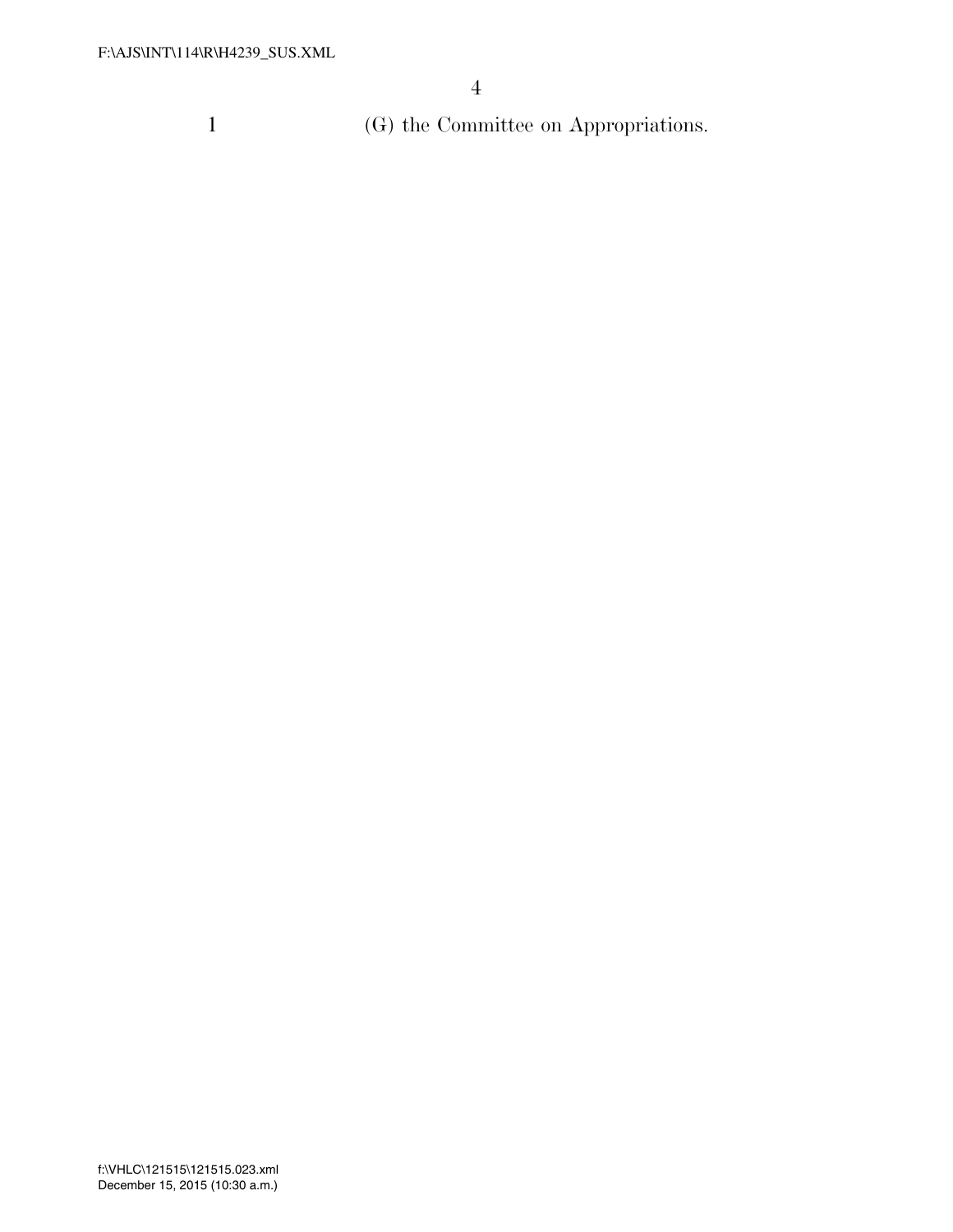(G) the Committee on Appropriations.